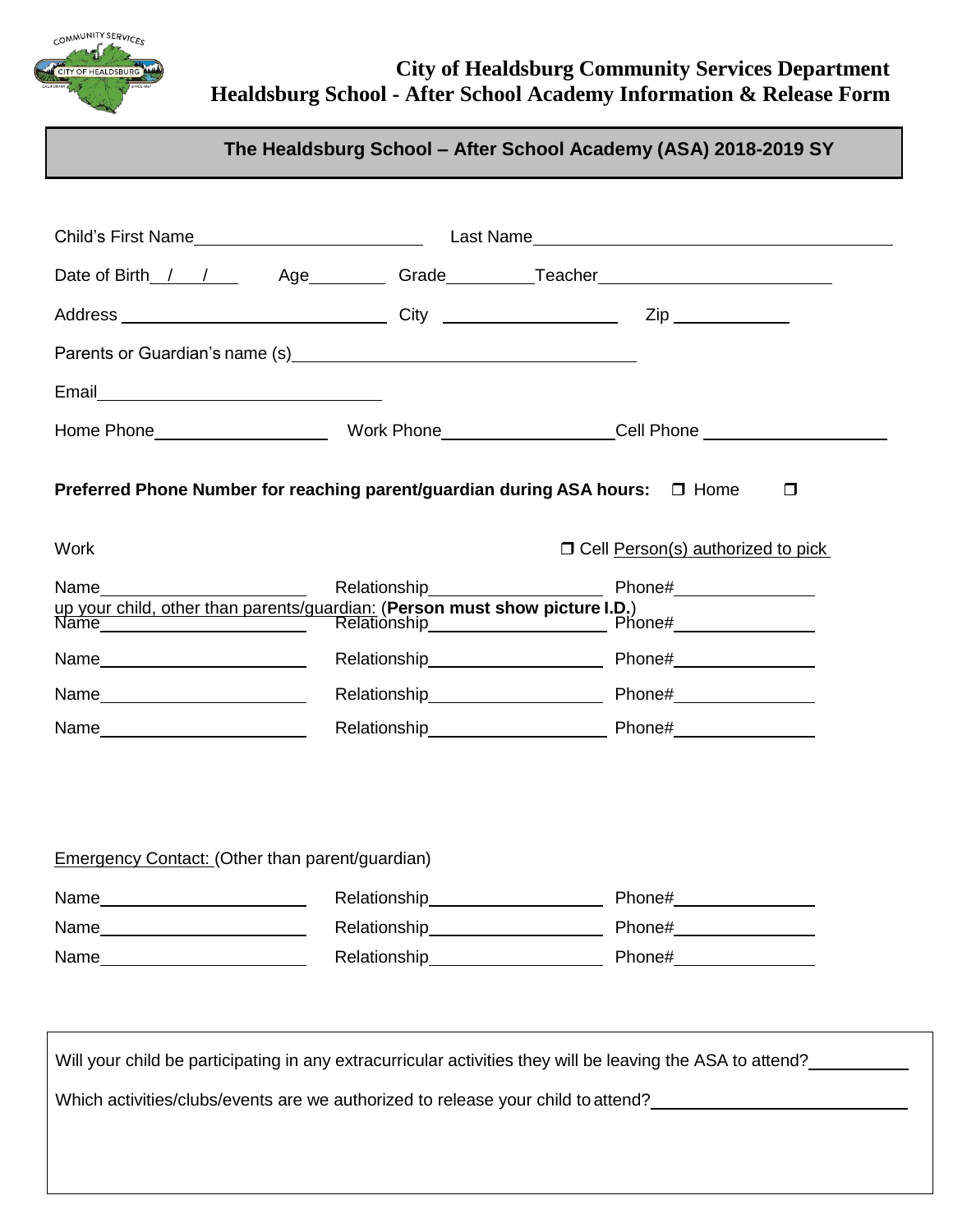# City of Healdsburg Community Services Department
## Healdsburg School - After School Academy Information & Release Form

**The Healdsburg School – After School Academy (ASA) 2018-2019 SY**

Child's First Name\_\_\_\_\_\_\_\_\_\_\_\_\_\_\_\_\_\_\_\_\_\_\_\_ Last Name\_\_\_\_\_\_\_\_\_\_\_\_\_\_\_\_\_\_\_\_\_\_\_\_\_\_\_\_\_\_\_\_\_\_\_\_\_\_

Date of Birth\_\_/\_\_/\_\_ Age\_\_\_\_\_\_\_\_ Grade\_\_\_\_\_\_\_\_\_Teacher\_\_\_\_\_\_\_\_\_\_\_\_\_\_\_\_\_\_\_\_\_\_\_\_\_

Address \_\_\_\_\_\_\_\_\_\_\_\_\_\_\_\_\_\_\_\_\_\_\_\_\_\_\_\_\_\_ City \_\_\_\_\_\_\_\_\_\_\_\_\_\_\_\_\_\_\_ Zip \_\_\_\_\_\_\_\_\_\_\_\_

Parents or Guardian's name (s)\_\_\_\_\_\_\_\_\_\_\_\_\_\_\_\_\_\_\_\_\_\_\_\_\_\_\_\_\_\_\_\_\_\_\_\_\_\_

Email\_\_\_\_\_\_\_\_\_\_\_\_\_\_\_\_\_\_\_\_\_\_\_\_\_\_\_\_\_\_\_\_

Home Phone\_\_\_\_\_\_\_\_\_\_\_\_\_\_\_\_\_\_\_ Work Phone\_\_\_\_\_\_\_\_\_\_\_\_\_\_\_\_\_\_Cell Phone \_\_\_\_\_\_\_\_\_\_\_\_\_\_\_\_\_\_\_\_

**Preferred Phone Number for reaching parent/guardian during ASA hours:** ❒ Home ❒ Work ❒ Cell

Person(s) authorized to pick up your child, other than parents/guardian: (**Person must show picture I.D.**)

Name\_\_\_\_\_\_\_\_\_\_\_\_\_\_\_\_\_\_\_\_\_\_ Relationship\_\_\_\_\_\_\_\_\_\_\_\_\_\_\_\_\_\_\_ Phone#\_\_\_\_\_\_\_\_\_\_\_\_\_\_\_

Name\_\_\_\_\_\_\_\_\_\_\_\_\_\_\_\_\_\_\_\_\_\_ Relationship\_\_\_\_\_\_\_\_\_\_\_\_\_\_\_\_\_\_\_ Phone#\_\_\_\_\_\_\_\_\_\_\_\_\_\_\_

Name\_\_\_\_\_\_\_\_\_\_\_\_\_\_\_\_\_\_\_\_\_\_ Relationship\_\_\_\_\_\_\_\_\_\_\_\_\_\_\_\_\_\_\_ Phone#\_\_\_\_\_\_\_\_\_\_\_\_\_\_\_

Name\_\_\_\_\_\_\_\_\_\_\_\_\_\_\_\_\_\_\_\_\_\_ Relationship\_\_\_\_\_\_\_\_\_\_\_\_\_\_\_\_\_\_\_ Phone#\_\_\_\_\_\_\_\_\_\_\_\_\_\_\_

Name\_\_\_\_\_\_\_\_\_\_\_\_\_\_\_\_\_\_\_\_\_\_ Relationship\_\_\_\_\_\_\_\_\_\_\_\_\_\_\_\_\_\_\_ Phone#\_\_\_\_\_\_\_\_\_\_\_\_\_\_\_

Emergency Contact: (Other than parent/guardian)

Name\_\_\_\_\_\_\_\_\_\_\_\_\_\_\_\_\_\_\_\_\_\_ Relationship\_\_\_\_\_\_\_\_\_\_\_\_\_\_\_\_\_\_\_ Phone#\_\_\_\_\_\_\_\_\_\_\_\_\_\_\_

Name\_\_\_\_\_\_\_\_\_\_\_\_\_\_\_\_\_\_\_\_\_\_ Relationship\_\_\_\_\_\_\_\_\_\_\_\_\_\_\_\_\_\_\_ Phone#\_\_\_\_\_\_\_\_\_\_\_\_\_\_\_

Name\_\_\_\_\_\_\_\_\_\_\_\_\_\_\_\_\_\_\_\_\_\_ Relationship\_\_\_\_\_\_\_\_\_\_\_\_\_\_\_\_\_\_\_ Phone#\_\_\_\_\_\_\_\_\_\_\_\_\_\_\_

Will your child be participating in any extracurricular activities they will be leaving the ASA to attend?\_\_\_\_\_\_\_\_\_\_\_

Which activities/clubs/events are we authorized to release your child to attend?\_\_\_\_\_\_\_\_\_\_\_\_\_\_\_\_\_\_\_\_\_\_\_\_\_\_\_\_\_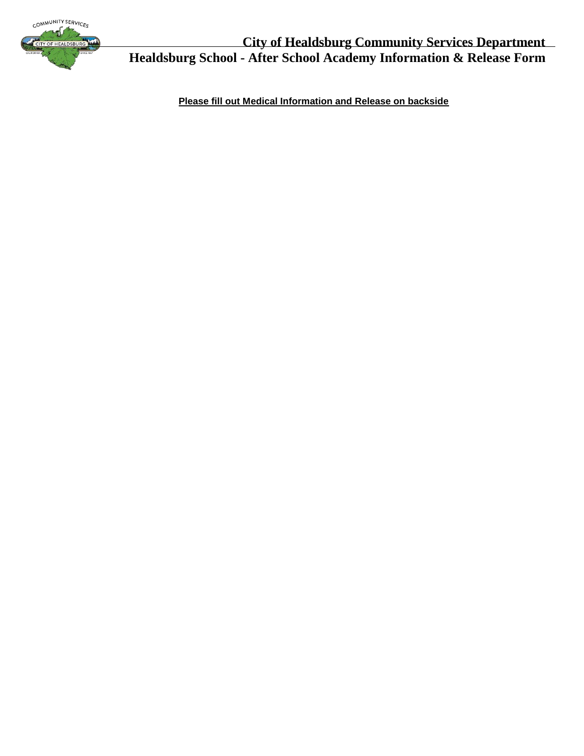# City of Healdsburg Community Services Department

## Healdsburg School - After School Academy Information & Release Form

**Please fill out Medical Information and Release on backside**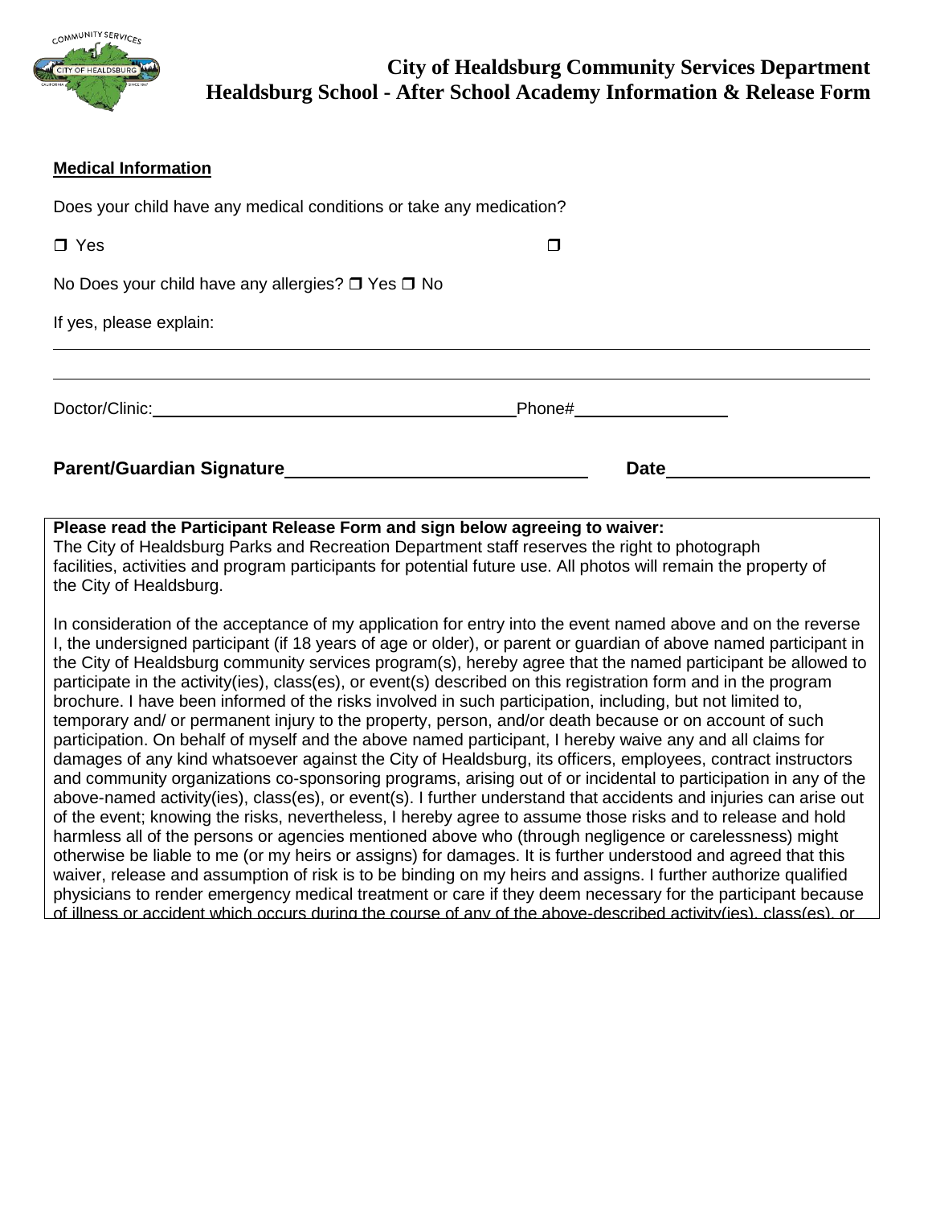# City of Healdsburg Community Services Department
# Healdsburg School - After School Academy Information & Release Form

**Medical Information**

Does your child have any medical conditions or take any medication?

❒ Yes ❒

No Does your child have any allergies? ❒ Yes ❒ No

If yes, please explain:

\_\_\_\_\_\_\_\_\_\_\_\_\_\_\_\_\_\_\_\_\_\_\_\_\_\_\_\_\_\_\_\_\_\_\_\_\_\_\_\_\_\_\_\_\_\_\_\_\_\_\_\_\_\_\_\_\_\_\_\_\_\_\_\_\_\_\_\_\_\_\_\_\_\_\_\_

\_\_\_\_\_\_\_\_\_\_\_\_\_\_\_\_\_\_\_\_\_\_\_\_\_\_\_\_\_\_\_\_\_\_\_\_\_\_\_\_\_\_\_\_\_\_\_\_\_\_\_\_\_\_\_\_\_\_\_\_\_\_\_\_\_\_\_\_\_\_\_\_\_\_\_\_

Doctor/Clinic:\_\_\_\_\_\_\_\_\_\_\_\_\_\_\_\_\_\_\_\_\_\_\_\_\_\_\_\_\_\_\_\_\_\_\_\_\_\_ Phone#\_\_\_\_\_\_\_\_\_\_\_\_\_\_\_\_

**Parent/Guardian Signature**\_\_\_\_\_\_\_\_\_\_\_\_\_\_\_\_\_\_\_\_\_\_\_\_\_\_\_\_\_\_ **Date**\_\_\_\_\_\_\_\_\_\_\_\_\_\_\_\_\_\_\_\_

**Please read the Participant Release Form and sign below agreeing to waiver:**
The City of Healdsburg Parks and Recreation Department staff reserves the right to photograph facilities, activities and program participants for potential future use. All photos will remain the property of the City of Healdsburg.

In consideration of the acceptance of my application for entry into the event named above and on the reverse I, the undersigned participant (if 18 years of age or older), or parent or guardian of above named participant in the City of Healdsburg community services program(s), hereby agree that the named participant be allowed to participate in the activity(ies), class(es), or event(s) described on this registration form and in the program brochure. I have been informed of the risks involved in such participation, including, but not limited to, temporary and/ or permanent injury to the property, person, and/or death because or on account of such participation. On behalf of myself and the above named participant, I hereby waive any and all claims for damages of any kind whatsoever against the City of Healdsburg, its officers, employees, contract instructors and community organizations co-sponsoring programs, arising out of or incidental to participation in any of the above-named activity(ies), class(es), or event(s). I further understand that accidents and injuries can arise out of the event; knowing the risks, nevertheless, I hereby agree to assume those risks and to release and hold harmless all of the persons or agencies mentioned above who (through negligence or carelessness) might otherwise be liable to me (or my heirs or assigns) for damages. It is further understood and agreed that this waiver, release and assumption of risk is to be binding on my heirs and assigns. I further authorize qualified physicians to render emergency medical treatment or care if they deem necessary for the participant because of illness or accident which occurs during the course of any of the above-described activity(ies), class(es), or